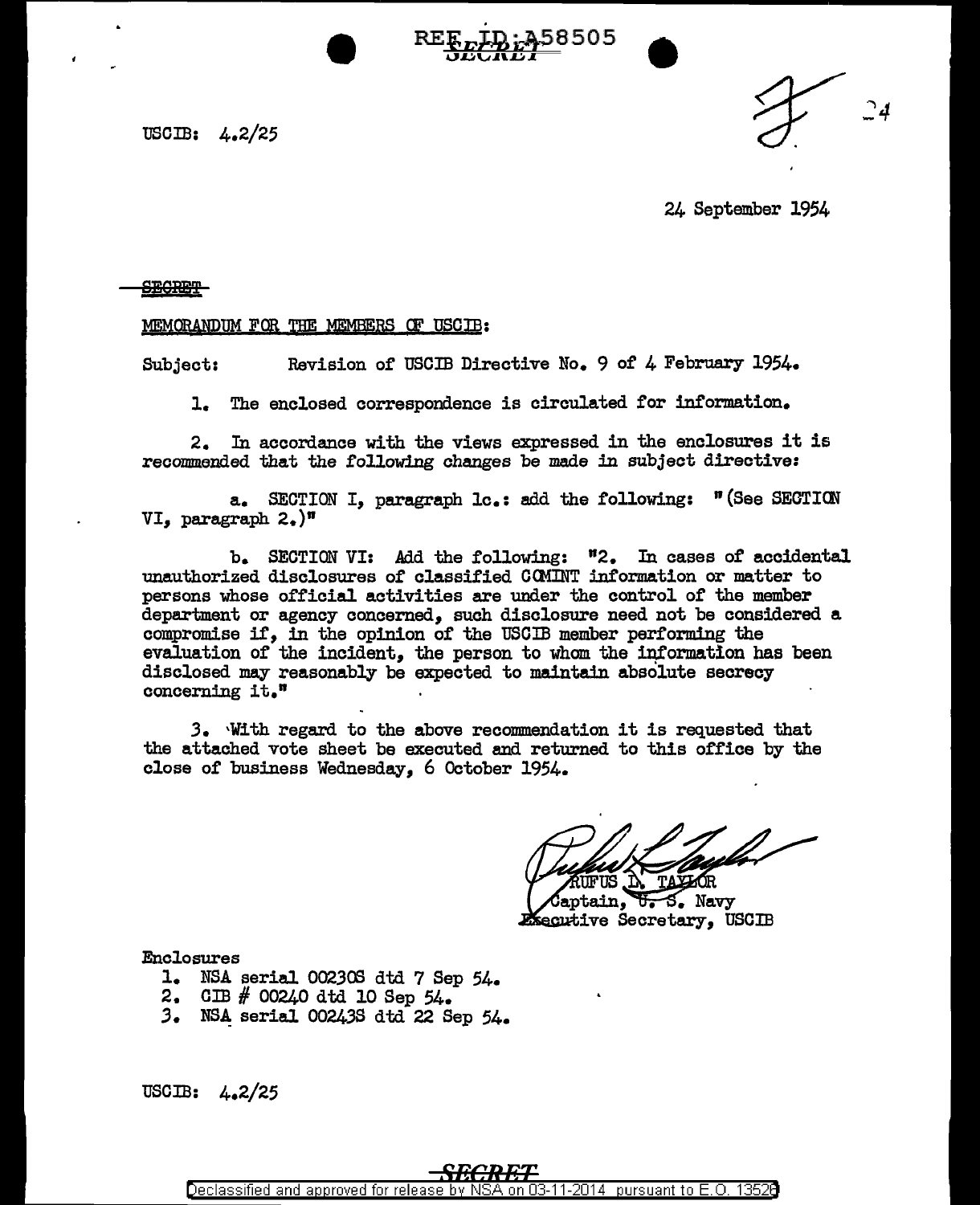USCIB: 4.2/25

24 September 1954

~~SECRET~~

MEMORANDUM FOR THE MEMBERS OF USCIB:

Subject: Revision of USCIB Directive No. 9 of 4 February 1954.

1. The enclosed correspondence is circulated for information.

2. In accordance with the views expressed in the enclosures it is recommended that the following changes be made in subject directive:

a. SECTION I, paragraph 1c.: add the following: "(See SECTION VI, paragraph 2.)"

b. SECTION VI: Add the following: "2. In cases of accidental unauthorized disclosures of classified COMINT information or matter to persons whose official activities are under the control of the member department or agency concerned, such disclosure need not be considered a compromise if, in the opinion of the USCIB member performing the evaluation of the incident, the person to whom the information has been disclosed may reasonably be expected to maintain absolute secrecy concerning it."

3. With regard to the above recommendation it is requested that the attached vote sheet be executed and returned to this office by the close of business Wednesday, 6 October 1954.

RUFUS L. TAYLOR
Captain, U. S. Navy
Executive Secretary, USCIB

Enclosures
1. NSA serial 00230S dtd 7 Sep 54.
2. CIB # 00240 dtd 10 Sep 54.
3. NSA serial 00243S dtd 22 Sep 54.

USCIB: 4.2/25

SECRET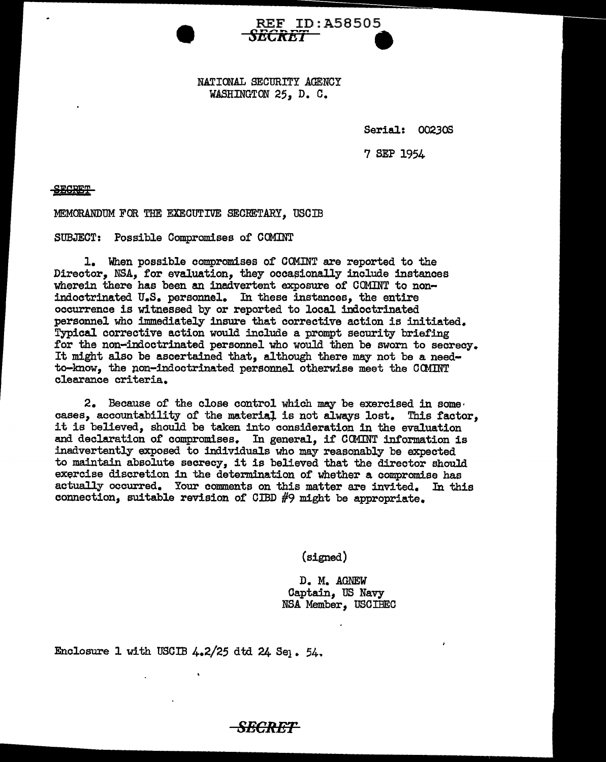REF ID:A58505

SECRET

NATIONAL SECURITY AGENCY
WASHINGTON 25, D. C.

Serial: 00230S

7 SEP 1954

SECRET

MEMORANDUM FOR THE EXECUTIVE SECRETARY, USCIB

SUBJECT: Possible Compromises of COMINT

1. When possible compromises of COMINT are reported to the Director, NSA, for evaluation, they occasionally include instances wherein there has been an inadvertent exposure of COMINT to non-indoctrinated U.S. personnel. In these instances, the entire occurrence is witnessed by or reported to local indoctrinated personnel who immediately insure that corrective action is initiated. Typical corrective action would include a prompt security briefing for the non-indoctrinated personnel who would then be sworn to secrecy. It might also be ascertained that, although there may not be a need-to-know, the non-indoctrinated personnel otherwise meet the COMINT clearance criteria.

2. Because of the close control which may be exercised in some cases, accountability of the material is not always lost. This factor, it is believed, should be taken into consideration in the evaluation and declaration of compromises. In general, if COMINT information is inadvertently exposed to individuals who may reasonably be expected to maintain absolute secrecy, it is believed that the director should exercise discretion in the determination of whether a compromise has actually occurred. Your comments on this matter are invited. In this connection, suitable revision of CIBD #9 might be appropriate.

(signed)

D. M. AGNEW
Captain, US Navy
NSA Member, USCIBEC

Enclosure 1 with USCIB 4.2/25 dtd 24 Sep. 54.

SECRET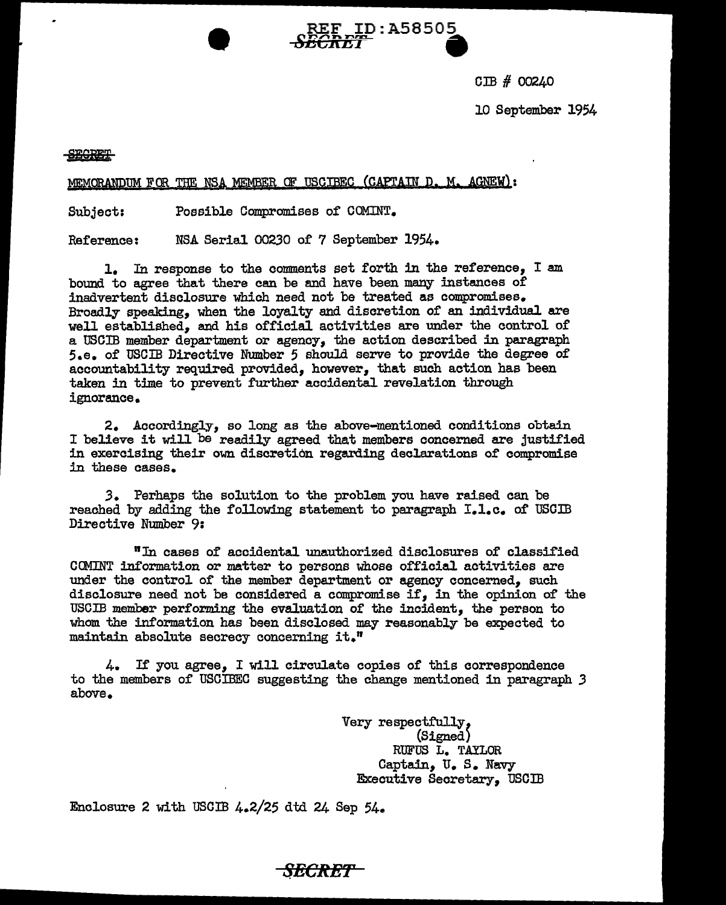REF ID:A58505
SECRET

CIB # 00240

10 September 1954

SECRET

MEMORANDUM FOR THE NSA MEMBER OF USCIBEC (CAPTAIN D. M. AGNEW):

Subject: Possible Compromises of COMINT.

Reference: NSA Serial 00230 of 7 September 1954.

1. In response to the comments set forth in the reference, I am bound to agree that there can be and have been many instances of inadvertent disclosure which need not be treated as compromises. Broadly speaking, when the loyalty and discretion of an individual are well established, and his official activities are under the control of a USCIB member department or agency, the action described in paragraph 5.e. of USCIB Directive Number 5 should serve to provide the degree of accountability required provided, however, that such action has been taken in time to prevent further accidental revelation through ignorance.

2. Accordingly, so long as the above-mentioned conditions obtain I believe it will be readily agreed that members concerned are justified in exercising their own discretion regarding declarations of compromise in these cases.

3. Perhaps the solution to the problem you have raised can be reached by adding the following statement to paragraph I.1.c. of USCIB Directive Number 9:

"In cases of accidental unauthorized disclosures of classified COMINT information or matter to persons whose official activities are under the control of the member department or agency concerned, such disclosure need not be considered a compromise if, in the opinion of the USCIB member performing the evaluation of the incident, the person to whom the information has been disclosed may reasonably be expected to maintain absolute secrecy concerning it."

4. If you agree, I will circulate copies of this correspondence to the members of USCIBEC suggesting the change mentioned in paragraph 3 above.

Very respectfully,
(Signed)
RUFUS L. TAYLOR
Captain, U. S. Navy
Executive Secretary, USCIB

Enclosure 2 with USCIB 4.2/25 dtd 24 Sep 54.

SECRET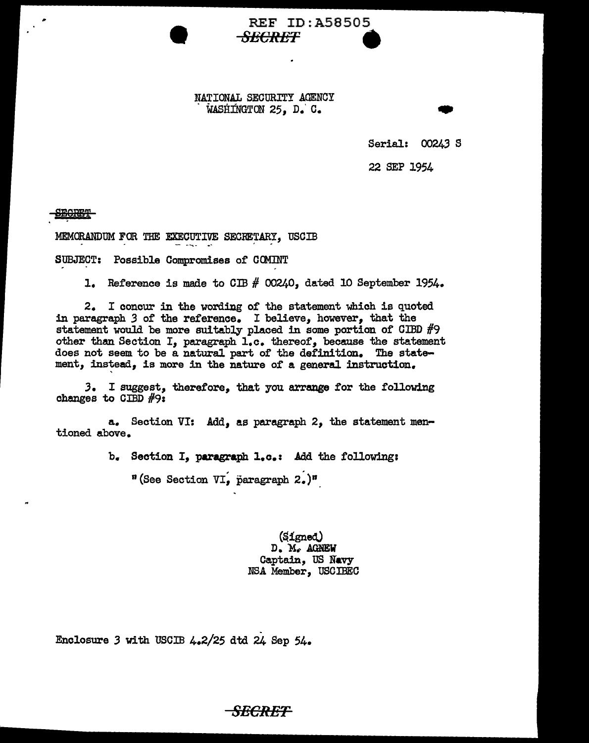REF ID:A58505

~~SECRET~~

NATIONAL SECURITY AGENCY
WASHINGTON 25, D. C.

Serial: 00243 S

22 SEP 1954

~~SECRET~~

MEMORANDUM FOR THE EXECUTIVE SECRETARY, USCIB

SUBJECT: Possible Compromises of COMINT

1. Reference is made to CIB # 00240, dated 10 September 1954.

2. I concur in the wording of the statement which is quoted in paragraph 3 of the reference. I believe, however, that the statement would be more suitably placed in some portion of CIBD #9 other than Section I, paragraph 1.c. thereof, because the statement does not seem to be a natural part of the definition. The statement, instead, is more in the nature of a general instruction.

3. I suggest, therefore, that you arrange for the following changes to CIBD #9:

a. Section VI: Add, as paragraph 2, the statement mentioned above.

b. Section I, paragraph 1.c.: Add the following:

"(See Section VI, paragraph 2.)"

(Signed)
D. M. AGNEW
Captain, US Navy
NSA Member, USCIBEC

Enclosure 3 with USCIB 4.2/25 dtd 24 Sep 54.

~~SECRET~~